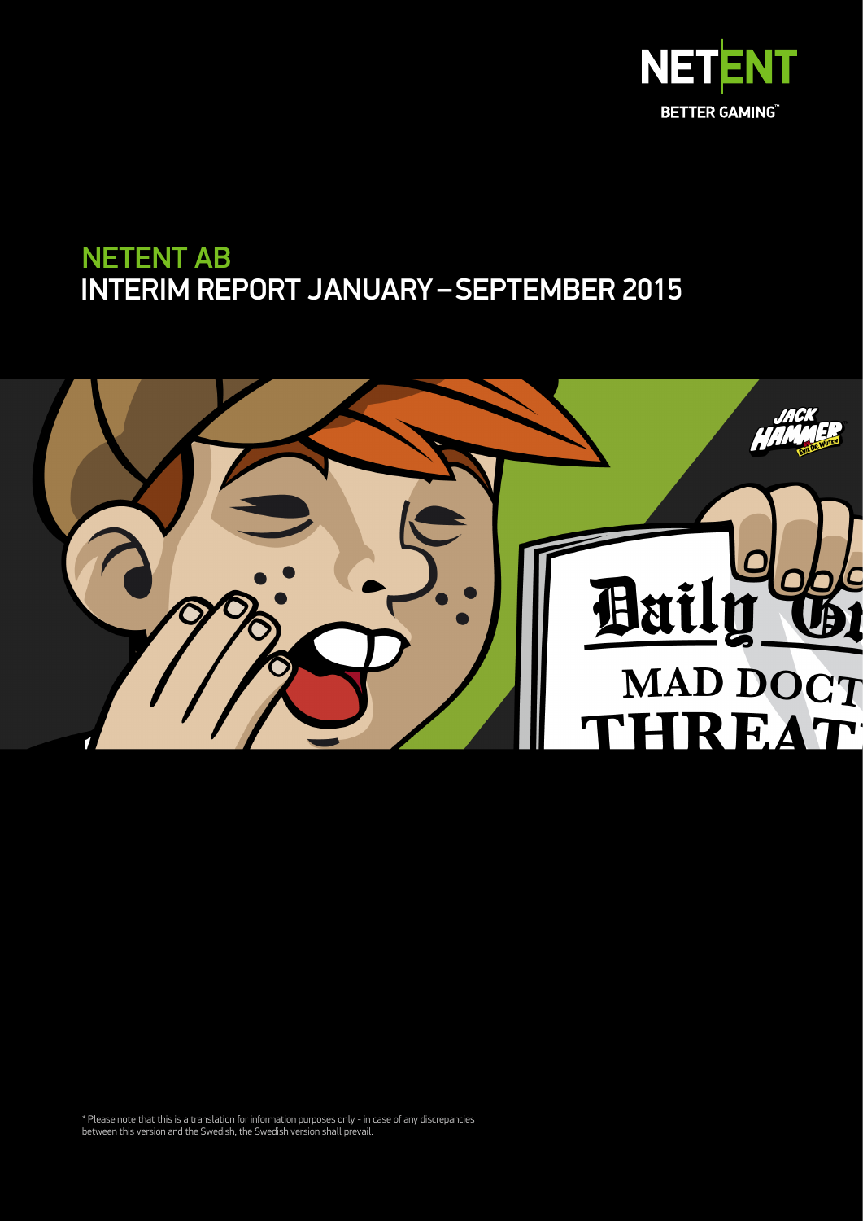NETENT

BETTER GAMING™

# NETENT AB
# INTERIM REPORT JANUARY – SEPTEMBER 2015

* Please note that this is a translation for information purposes only - in case of any discrepancies between this version and the Swedish, the Swedish version shall prevail.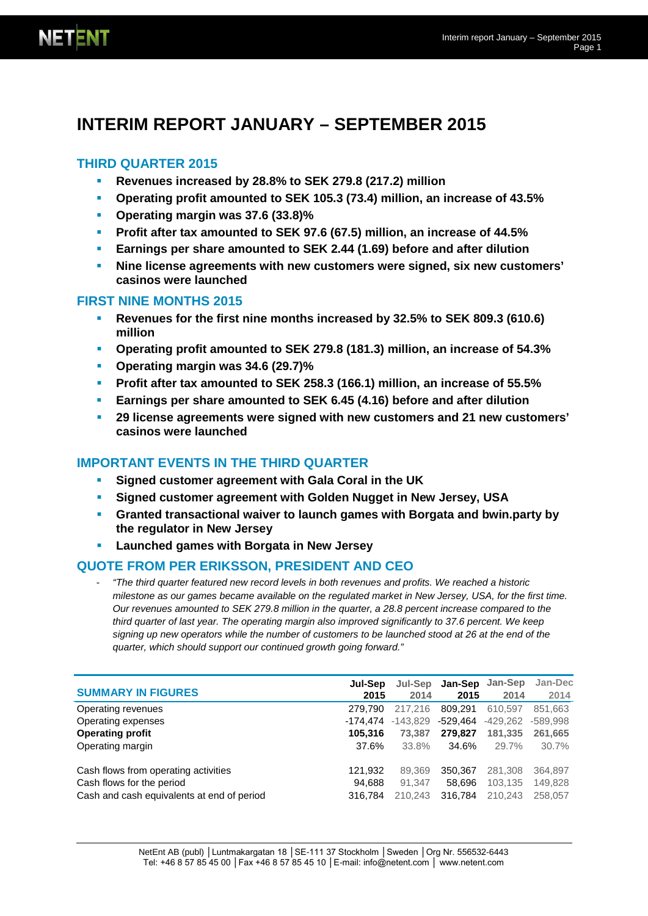# INTERIM REPORT JANUARY – SEPTEMBER 2015

## THIRD QUARTER 2015

- **Revenues increased by 28.8% to SEK 279.8 (217.2) million**
- **Operating profit amounted to SEK 105.3 (73.4) million, an increase of 43.5%**
- **Operating margin was 37.6 (33.8)%**
- **Profit after tax amounted to SEK 97.6 (67.5) million, an increase of 44.5%**
- **Earnings per share amounted to SEK 2.44 (1.69) before and after dilution**
- **Nine license agreements with new customers were signed, six new customers' casinos were launched**

## FIRST NINE MONTHS 2015

- **Revenues for the first nine months increased by 32.5% to SEK 809.3 (610.6) million**
- **Operating profit amounted to SEK 279.8 (181.3) million, an increase of 54.3%**
- **Operating margin was 34.6 (29.7)%**
- **Profit after tax amounted to SEK 258.3 (166.1) million, an increase of 55.5%**
- **Earnings per share amounted to SEK 6.45 (4.16) before and after dilution**
- **29 license agreements were signed with new customers and 21 new customers' casinos were launched**

## IMPORTANT EVENTS IN THE THIRD QUARTER

- **Signed customer agreement with Gala Coral in the UK**
- **Signed customer agreement with Golden Nugget in New Jersey, USA**
- **Granted transactional waiver to launch games with Borgata and bwin.party by the regulator in New Jersey**
- **Launched games with Borgata in New Jersey**

## QUOTE FROM PER ERIKSSON, PRESIDENT AND CEO

- *"The third quarter featured new record levels in both revenues and profits. We reached a historic milestone as our games became available on the regulated market in New Jersey, USA, for the first time. Our revenues amounted to SEK 279.8 million in the quarter, a 28.8 percent increase compared to the third quarter of last year. The operating margin also improved significantly to 37.6 percent. We keep signing up new operators while the number of customers to be launched stood at 26 at the end of the quarter, which should support our continued growth going forward."*

| SUMMARY IN FIGURES | Jul-Sep 2015 | Jul-Sep 2014 | Jan-Sep 2015 | Jan-Sep 2014 | Jan-Dec 2014 |
|---|---|---|---|---|---|
| Operating revenues | 279,790 | 217,216 | 809,291 | 610,597 | 851,663 |
| Operating expenses | -174,474 | -143,829 | -529,464 | -429,262 | -589,998 |
| **Operating profit** | **105,316** | **73,387** | **279,827** | **181,335** | **261,665** |
| Operating margin | 37.6% | 33.8% | 34.6% | 29.7% | 30.7% |
| | | | | | |
| Cash flows from operating activities | 121,932 | 89,369 | 350,367 | 281,308 | 364,897 |
| Cash flows for the period | 94,688 | 91,347 | 58,696 | 103,135 | 149,828 |
| Cash and cash equivalents at end of period | 316,784 | 210,243 | 316,784 | 210,243 | 258,057 |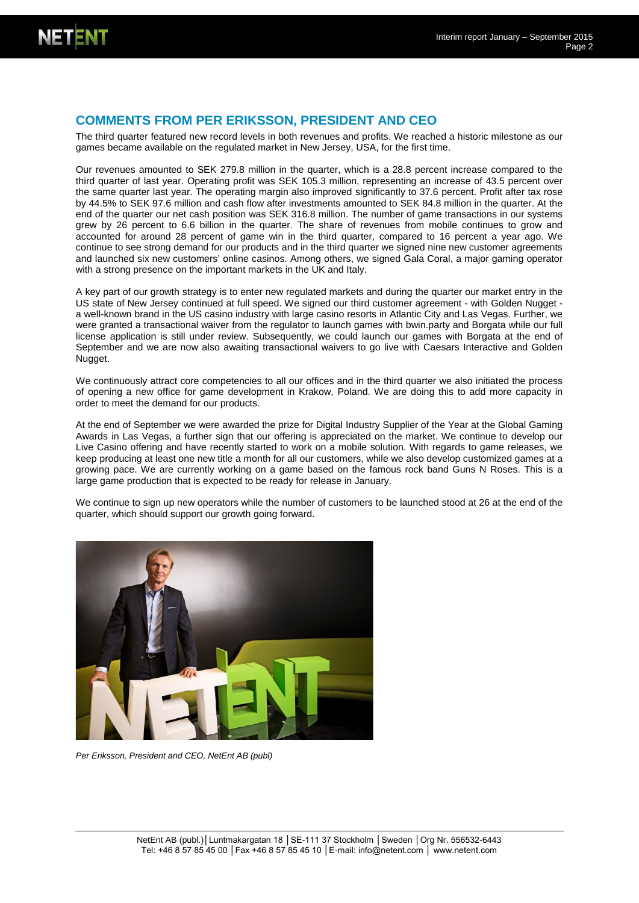## COMMENTS FROM PER ERIKSSON, PRESIDENT AND CEO

The third quarter featured new record levels in both revenues and profits. We reached a historic milestone as our games became available on the regulated market in New Jersey, USA, for the first time.

Our revenues amounted to SEK 279.8 million in the quarter, which is a 28.8 percent increase compared to the third quarter of last year. Operating profit was SEK 105.3 million, representing an increase of 43.5 percent over the same quarter last year. The operating margin also improved significantly to 37.6 percent. Profit after tax rose by 44.5% to SEK 97.6 million and cash flow after investments amounted to SEK 84.8 million in the quarter. At the end of the quarter our net cash position was SEK 316.8 million. The number of game transactions in our systems grew by 26 percent to 6.6 billion in the quarter. The share of revenues from mobile continues to grow and accounted for around 28 percent of game win in the third quarter, compared to 16 percent a year ago. We continue to see strong demand for our products and in the third quarter we signed nine new customer agreements and launched six new customers' online casinos. Among others, we signed Gala Coral, a major gaming operator with a strong presence on the important markets in the UK and Italy.

A key part of our growth strategy is to enter new regulated markets and during the quarter our market entry in the US state of New Jersey continued at full speed. We signed our third customer agreement - with Golden Nugget - a well-known brand in the US casino industry with large casino resorts in Atlantic City and Las Vegas. Further, we were granted a transactional waiver from the regulator to launch games with bwin.party and Borgata while our full license application is still under review. Subsequently, we could launch our games with Borgata at the end of September and we are now also awaiting transactional waivers to go live with Caesars Interactive and Golden Nugget.

We continuously attract core competencies to all our offices and in the third quarter we also initiated the process of opening a new office for game development in Krakow, Poland. We are doing this to add more capacity in order to meet the demand for our products.

At the end of September we were awarded the prize for Digital Industry Supplier of the Year at the Global Gaming Awards in Las Vegas, a further sign that our offering is appreciated on the market. We continue to develop our Live Casino offering and have recently started to work on a mobile solution. With regards to game releases, we keep producing at least one new title a month for all our customers, while we also develop customized games at a growing pace. We are currently working on a game based on the famous rock band Guns N Roses. This is a large game production that is expected to be ready for release in January.

We continue to sign up new operators while the number of customers to be launched stood at 26 at the end of the quarter, which should support our growth going forward.

*Per Eriksson, President and CEO, NetEnt AB (publ)*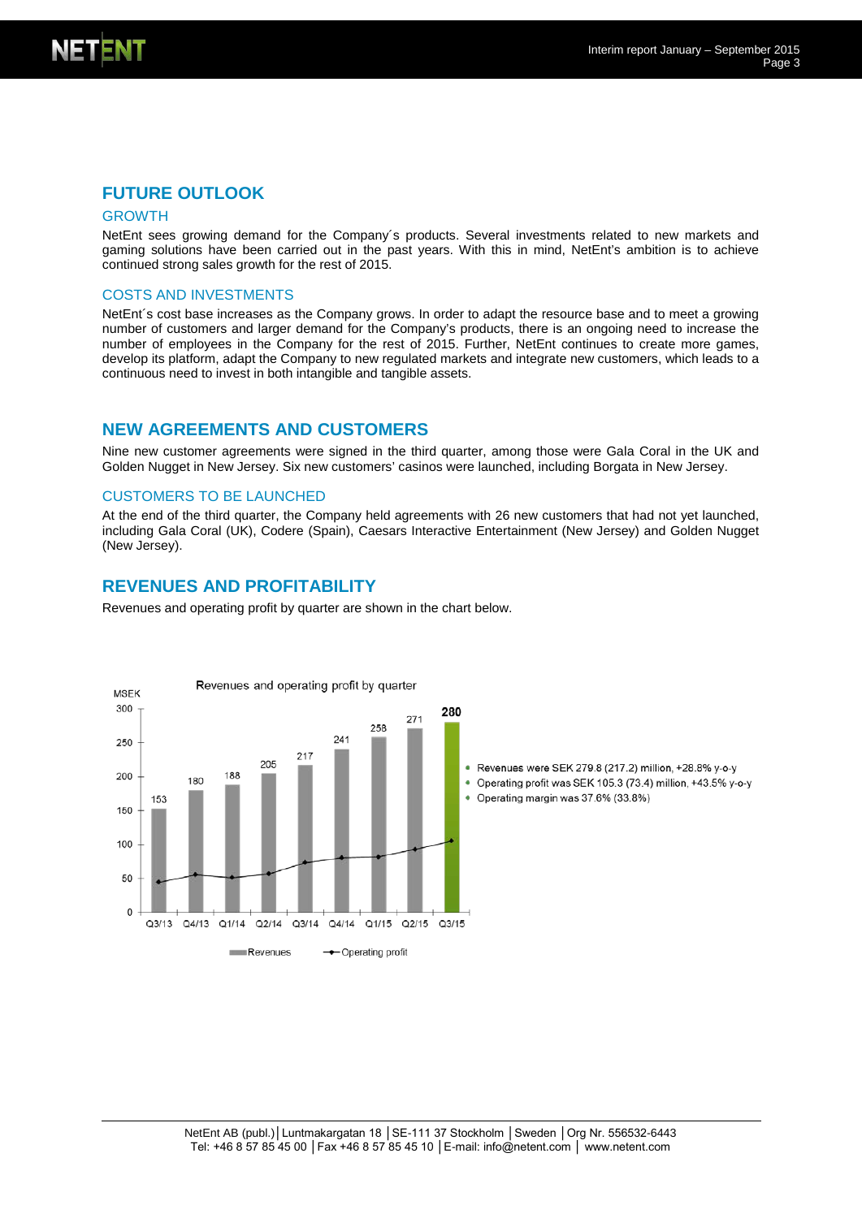## FUTURE OUTLOOK

### GROWTH

NetEnt sees growing demand for the Company´s products. Several investments related to new markets and gaming solutions have been carried out in the past years. With this in mind, NetEnt's ambition is to achieve continued strong sales growth for the rest of 2015.

### COSTS AND INVESTMENTS

NetEnt´s cost base increases as the Company grows. In order to adapt the resource base and to meet a growing number of customers and larger demand for the Company's products, there is an ongoing need to increase the number of employees in the Company for the rest of 2015. Further, NetEnt continues to create more games, develop its platform, adapt the Company to new regulated markets and integrate new customers, which leads to a continuous need to invest in both intangible and tangible assets.

## NEW AGREEMENTS AND CUSTOMERS

Nine new customer agreements were signed in the third quarter, among those were Gala Coral in the UK and Golden Nugget in New Jersey. Six new customers' casinos were launched, including Borgata in New Jersey.

### CUSTOMERS TO BE LAUNCHED

At the end of the third quarter, the Company held agreements with 26 new customers that had not yet launched, including Gala Coral (UK), Codere (Spain), Caesars Interactive Entertainment (New Jersey) and Golden Nugget (New Jersey).

## REVENUES AND PROFITABILITY

Revenues and operating profit by quarter are shown in the chart below.

Revenues and operating profit by quarter

| MSEK | Q3/13 | Q4/13 | Q1/14 | Q2/14 | Q3/14 | Q4/14 | Q1/15 | Q2/15 | Q3/15 |
|---|---|---|---|---|---|---|---|---|---|
| Revenues | 153 | 180 | 188 | 205 | 217 | 241 | 258 | 271 | 280 |

- Revenues were SEK 279.8 (217.2) million, +28.8% y-o-y
- Operating profit was SEK 105.3 (73.4) million, +43.5% y-o-y
- Operating margin was 37.6% (33.8%)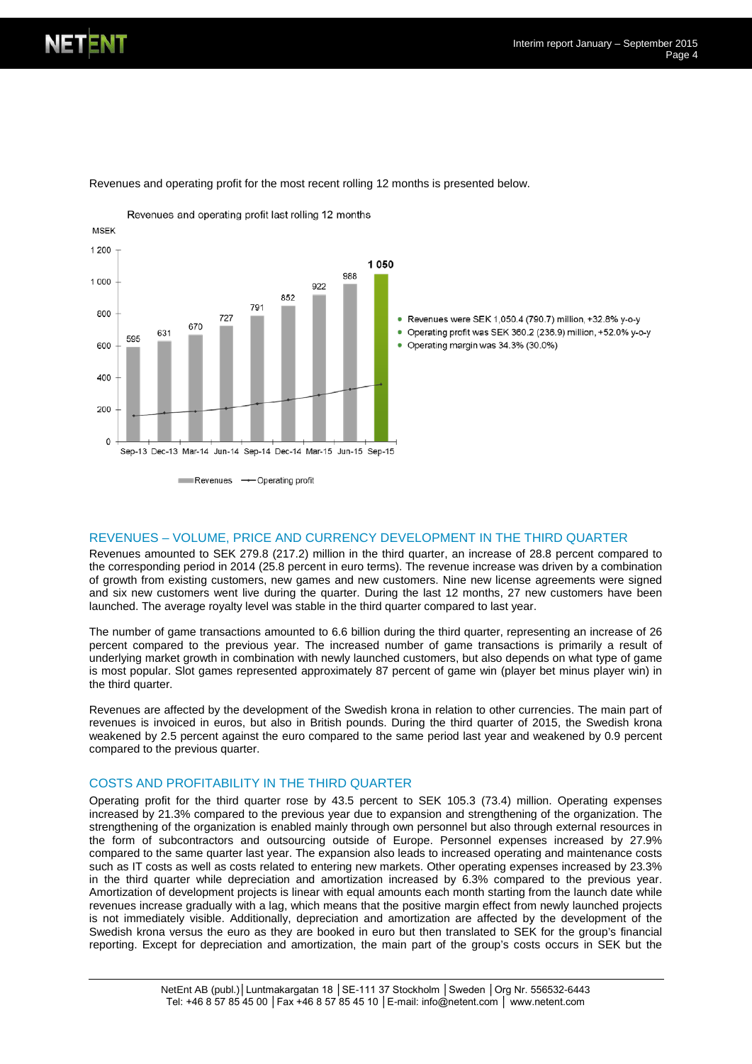Revenues and operating profit for the most recent rolling 12 months is presented below.

Revenues and operating profit last rolling 12 months

MSEK

| | Sep-13 | Dec-13 | Mar-14 | Jun-14 | Sep-14 | Dec-14 | Mar-15 | Jun-15 | Sep-15 |
|---|---|---|---|---|---|---|---|---|---|
| Revenues | 595 | 631 | 670 | 727 | 791 | 852 | 922 | 988 | 1 050 |

- Revenues were SEK 1,050.4 (790.7) million, +32.8% y-o-y
- Operating profit was SEK 360.2 (236.9) million, +52.0% y-o-y
- Operating margin was 34.3% (30.0%)

Revenues — Operating profit

## REVENUES – VOLUME, PRICE AND CURRENCY DEVELOPMENT IN THE THIRD QUARTER

Revenues amounted to SEK 279.8 (217.2) million in the third quarter, an increase of 28.8 percent compared to the corresponding period in 2014 (25.8 percent in euro terms). The revenue increase was driven by a combination of growth from existing customers, new games and new customers. Nine new license agreements were signed and six new customers went live during the quarter. During the last 12 months, 27 new customers have been launched. The average royalty level was stable in the third quarter compared to last year.

The number of game transactions amounted to 6.6 billion during the third quarter, representing an increase of 26 percent compared to the previous year. The increased number of game transactions is primarily a result of underlying market growth in combination with newly launched customers, but also depends on what type of game is most popular. Slot games represented approximately 87 percent of game win (player bet minus player win) in the third quarter.

Revenues are affected by the development of the Swedish krona in relation to other currencies. The main part of revenues is invoiced in euros, but also in British pounds. During the third quarter of 2015, the Swedish krona weakened by 2.5 percent against the euro compared to the same period last year and weakened by 0.9 percent compared to the previous quarter.

## COSTS AND PROFITABILITY IN THE THIRD QUARTER

Operating profit for the third quarter rose by 43.5 percent to SEK 105.3 (73.4) million. Operating expenses increased by 21.3% compared to the previous year due to expansion and strengthening of the organization. The strengthening of the organization is enabled mainly through own personnel but also through external resources in the form of subcontractors and outsourcing outside of Europe. Personnel expenses increased by 27.9% compared to the same quarter last year. The expansion also leads to increased operating and maintenance costs such as IT costs as well as costs related to entering new markets. Other operating expenses increased by 23.3% in the third quarter while depreciation and amortization increased by 6.3% compared to the previous year. Amortization of development projects is linear with equal amounts each month starting from the launch date while revenues increase gradually with a lag, which means that the positive margin effect from newly launched projects is not immediately visible. Additionally, depreciation and amortization are affected by the development of the Swedish krona versus the euro as they are booked in euro but then translated to SEK for the group's financial reporting. Except for depreciation and amortization, the main part of the group's costs occurs in SEK but the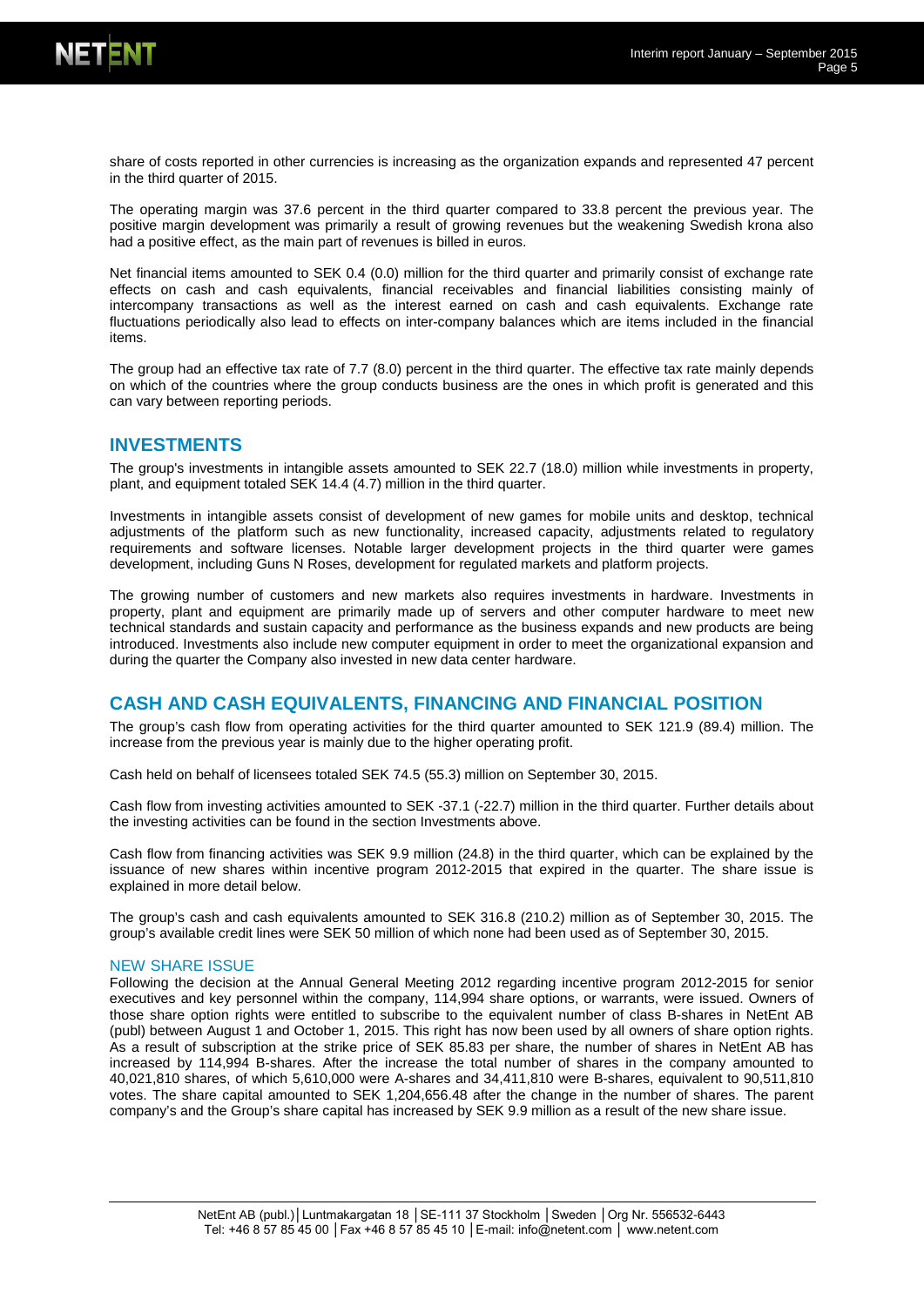share of costs reported in other currencies is increasing as the organization expands and represented 47 percent in the third quarter of 2015.

The operating margin was 37.6 percent in the third quarter compared to 33.8 percent the previous year. The positive margin development was primarily a result of growing revenues but the weakening Swedish krona also had a positive effect, as the main part of revenues is billed in euros.

Net financial items amounted to SEK 0.4 (0.0) million for the third quarter and primarily consist of exchange rate effects on cash and cash equivalents, financial receivables and financial liabilities consisting mainly of intercompany transactions as well as the interest earned on cash and cash equivalents. Exchange rate fluctuations periodically also lead to effects on inter-company balances which are items included in the financial items.

The group had an effective tax rate of 7.7 (8.0) percent in the third quarter. The effective tax rate mainly depends on which of the countries where the group conducts business are the ones in which profit is generated and this can vary between reporting periods.

## INVESTMENTS

The group's investments in intangible assets amounted to SEK 22.7 (18.0) million while investments in property, plant, and equipment totaled SEK 14.4 (4.7) million in the third quarter.

Investments in intangible assets consist of development of new games for mobile units and desktop, technical adjustments of the platform such as new functionality, increased capacity, adjustments related to regulatory requirements and software licenses. Notable larger development projects in the third quarter were games development, including Guns N Roses, development for regulated markets and platform projects.

The growing number of customers and new markets also requires investments in hardware. Investments in property, plant and equipment are primarily made up of servers and other computer hardware to meet new technical standards and sustain capacity and performance as the business expands and new products are being introduced. Investments also include new computer equipment in order to meet the organizational expansion and during the quarter the Company also invested in new data center hardware.

## CASH AND CASH EQUIVALENTS, FINANCING AND FINANCIAL POSITION

The group's cash flow from operating activities for the third quarter amounted to SEK 121.9 (89.4) million. The increase from the previous year is mainly due to the higher operating profit.

Cash held on behalf of licensees totaled SEK 74.5 (55.3) million on September 30, 2015.

Cash flow from investing activities amounted to SEK -37.1 (-22.7) million in the third quarter. Further details about the investing activities can be found in the section Investments above.

Cash flow from financing activities was SEK 9.9 million (24.8) in the third quarter, which can be explained by the issuance of new shares within incentive program 2012-2015 that expired in the quarter. The share issue is explained in more detail below.

The group's cash and cash equivalents amounted to SEK 316.8 (210.2) million as of September 30, 2015. The group's available credit lines were SEK 50 million of which none had been used as of September 30, 2015.

### NEW SHARE ISSUE

Following the decision at the Annual General Meeting 2012 regarding incentive program 2012-2015 for senior executives and key personnel within the company, 114,994 share options, or warrants, were issued. Owners of those share option rights were entitled to subscribe to the equivalent number of class B-shares in NetEnt AB (publ) between August 1 and October 1, 2015. This right has now been used by all owners of share option rights. As a result of subscription at the strike price of SEK 85.83 per share, the number of shares in NetEnt AB has increased by 114,994 B-shares. After the increase the total number of shares in the company amounted to 40,021,810 shares, of which 5,610,000 were A-shares and 34,411,810 were B-shares, equivalent to 90,511,810 votes. The share capital amounted to SEK 1,204,656.48 after the change in the number of shares. The parent company's and the Group's share capital has increased by SEK 9.9 million as a result of the new share issue.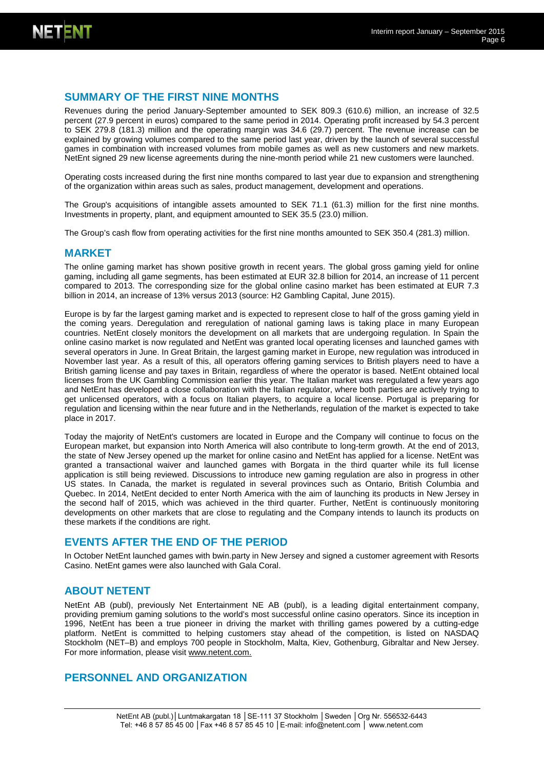## SUMMARY OF THE FIRST NINE MONTHS

Revenues during the period January-September amounted to SEK 809.3 (610.6) million, an increase of 32.5 percent (27.9 percent in euros) compared to the same period in 2014. Operating profit increased by 54.3 percent to SEK 279.8 (181.3) million and the operating margin was 34.6 (29.7) percent. The revenue increase can be explained by growing volumes compared to the same period last year, driven by the launch of several successful games in combination with increased volumes from mobile games as well as new customers and new markets. NetEnt signed 29 new license agreements during the nine-month period while 21 new customers were launched.

Operating costs increased during the first nine months compared to last year due to expansion and strengthening of the organization within areas such as sales, product management, development and operations.

The Group's acquisitions of intangible assets amounted to SEK 71.1 (61.3) million for the first nine months. Investments in property, plant, and equipment amounted to SEK 35.5 (23.0) million.

The Group's cash flow from operating activities for the first nine months amounted to SEK 350.4 (281.3) million.

## MARKET

The online gaming market has shown positive growth in recent years. The global gross gaming yield for online gaming, including all game segments, has been estimated at EUR 32.8 billion for 2014, an increase of 11 percent compared to 2013. The corresponding size for the global online casino market has been estimated at EUR 7.3 billion in 2014, an increase of 13% versus 2013 (source: H2 Gambling Capital, June 2015).

Europe is by far the largest gaming market and is expected to represent close to half of the gross gaming yield in the coming years. Deregulation and reregulation of national gaming laws is taking place in many European countries. NetEnt closely monitors the development on all markets that are undergoing regulation. In Spain the online casino market is now regulated and NetEnt was granted local operating licenses and launched games with several operators in June. In Great Britain, the largest gaming market in Europe, new regulation was introduced in November last year. As a result of this, all operators offering gaming services to British players need to have a British gaming license and pay taxes in Britain, regardless of where the operator is based. NetEnt obtained local licenses from the UK Gambling Commission earlier this year. The Italian market was reregulated a few years ago and NetEnt has developed a close collaboration with the Italian regulator, where both parties are actively trying to get unlicensed operators, with a focus on Italian players, to acquire a local license. Portugal is preparing for regulation and licensing within the near future and in the Netherlands, regulation of the market is expected to take place in 2017.

Today the majority of NetEnt's customers are located in Europe and the Company will continue to focus on the European market, but expansion into North America will also contribute to long-term growth. At the end of 2013, the state of New Jersey opened up the market for online casino and NetEnt has applied for a license. NetEnt was granted a transactional waiver and launched games with Borgata in the third quarter while its full license application is still being reviewed. Discussions to introduce new gaming regulation are also in progress in other US states. In Canada, the market is regulated in several provinces such as Ontario, British Columbia and Quebec. In 2014, NetEnt decided to enter North America with the aim of launching its products in New Jersey in the second half of 2015, which was achieved in the third quarter. Further, NetEnt is continuously monitoring developments on other markets that are close to regulating and the Company intends to launch its products on these markets if the conditions are right.

## EVENTS AFTER THE END OF THE PERIOD

In October NetEnt launched games with bwin.party in New Jersey and signed a customer agreement with Resorts Casino. NetEnt games were also launched with Gala Coral.

## ABOUT NETENT

NetEnt AB (publ), previously Net Entertainment NE AB (publ), is a leading digital entertainment company, providing premium gaming solutions to the world's most successful online casino operators. Since its inception in 1996, NetEnt has been a true pioneer in driving the market with thrilling games powered by a cutting-edge platform. NetEnt is committed to helping customers stay ahead of the competition, is listed on NASDAQ Stockholm (NET–B) and employs 700 people in Stockholm, Malta, Kiev, Gothenburg, Gibraltar and New Jersey. For more information, please visit www.netent.com.

## PERSONNEL AND ORGANIZATION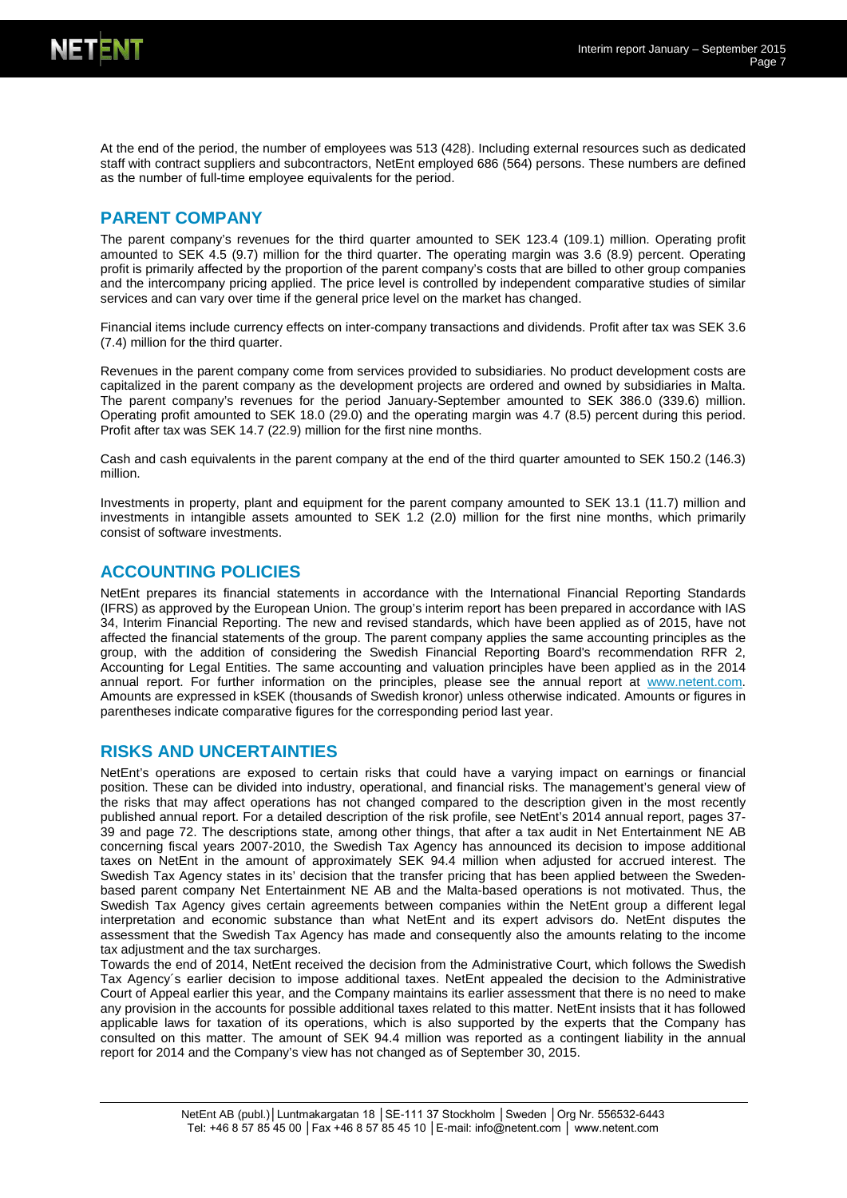At the end of the period, the number of employees was 513 (428). Including external resources such as dedicated staff with contract suppliers and subcontractors, NetEnt employed 686 (564) persons. These numbers are defined as the number of full-time employee equivalents for the period.

## PARENT COMPANY

The parent company's revenues for the third quarter amounted to SEK 123.4 (109.1) million. Operating profit amounted to SEK 4.5 (9.7) million for the third quarter. The operating margin was 3.6 (8.9) percent. Operating profit is primarily affected by the proportion of the parent company's costs that are billed to other group companies and the intercompany pricing applied. The price level is controlled by independent comparative studies of similar services and can vary over time if the general price level on the market has changed.

Financial items include currency effects on inter-company transactions and dividends. Profit after tax was SEK 3.6 (7.4) million for the third quarter.

Revenues in the parent company come from services provided to subsidiaries. No product development costs are capitalized in the parent company as the development projects are ordered and owned by subsidiaries in Malta. The parent company's revenues for the period January-September amounted to SEK 386.0 (339.6) million. Operating profit amounted to SEK 18.0 (29.0) and the operating margin was 4.7 (8.5) percent during this period. Profit after tax was SEK 14.7 (22.9) million for the first nine months.

Cash and cash equivalents in the parent company at the end of the third quarter amounted to SEK 150.2 (146.3) million.

Investments in property, plant and equipment for the parent company amounted to SEK 13.1 (11.7) million and investments in intangible assets amounted to SEK 1.2 (2.0) million for the first nine months, which primarily consist of software investments.

## ACCOUNTING POLICIES

NetEnt prepares its financial statements in accordance with the International Financial Reporting Standards (IFRS) as approved by the European Union. The group's interim report has been prepared in accordance with IAS 34, Interim Financial Reporting. The new and revised standards, which have been applied as of 2015, have not affected the financial statements of the group. The parent company applies the same accounting principles as the group, with the addition of considering the Swedish Financial Reporting Board's recommendation RFR 2, Accounting for Legal Entities. The same accounting and valuation principles have been applied as in the 2014 annual report. For further information on the principles, please see the annual report at www.netent.com. Amounts are expressed in kSEK (thousands of Swedish kronor) unless otherwise indicated. Amounts or figures in parentheses indicate comparative figures for the corresponding period last year.

## RISKS AND UNCERTAINTIES

NetEnt's operations are exposed to certain risks that could have a varying impact on earnings or financial position. These can be divided into industry, operational, and financial risks. The management's general view of the risks that may affect operations has not changed compared to the description given in the most recently published annual report. For a detailed description of the risk profile, see NetEnt's 2014 annual report, pages 37-39 and page 72. The descriptions state, among other things, that after a tax audit in Net Entertainment NE AB concerning fiscal years 2007-2010, the Swedish Tax Agency has announced its decision to impose additional taxes on NetEnt in the amount of approximately SEK 94.4 million when adjusted for accrued interest. The Swedish Tax Agency states in its' decision that the transfer pricing that has been applied between the Sweden-based parent company Net Entertainment NE AB and the Malta-based operations is not motivated. Thus, the Swedish Tax Agency gives certain agreements between companies within the NetEnt group a different legal interpretation and economic substance than what NetEnt and its expert advisors do. NetEnt disputes the assessment that the Swedish Tax Agency has made and consequently also the amounts relating to the income tax adjustment and the tax surcharges.

Towards the end of 2014, NetEnt received the decision from the Administrative Court, which follows the Swedish Tax Agency´s earlier decision to impose additional taxes. NetEnt appealed the decision to the Administrative Court of Appeal earlier this year, and the Company maintains its earlier assessment that there is no need to make any provision in the accounts for possible additional taxes related to this matter. NetEnt insists that it has followed applicable laws for taxation of its operations, which is also supported by the experts that the Company has consulted on this matter. The amount of SEK 94.4 million was reported as a contingent liability in the annual report for 2014 and the Company's view has not changed as of September 30, 2015.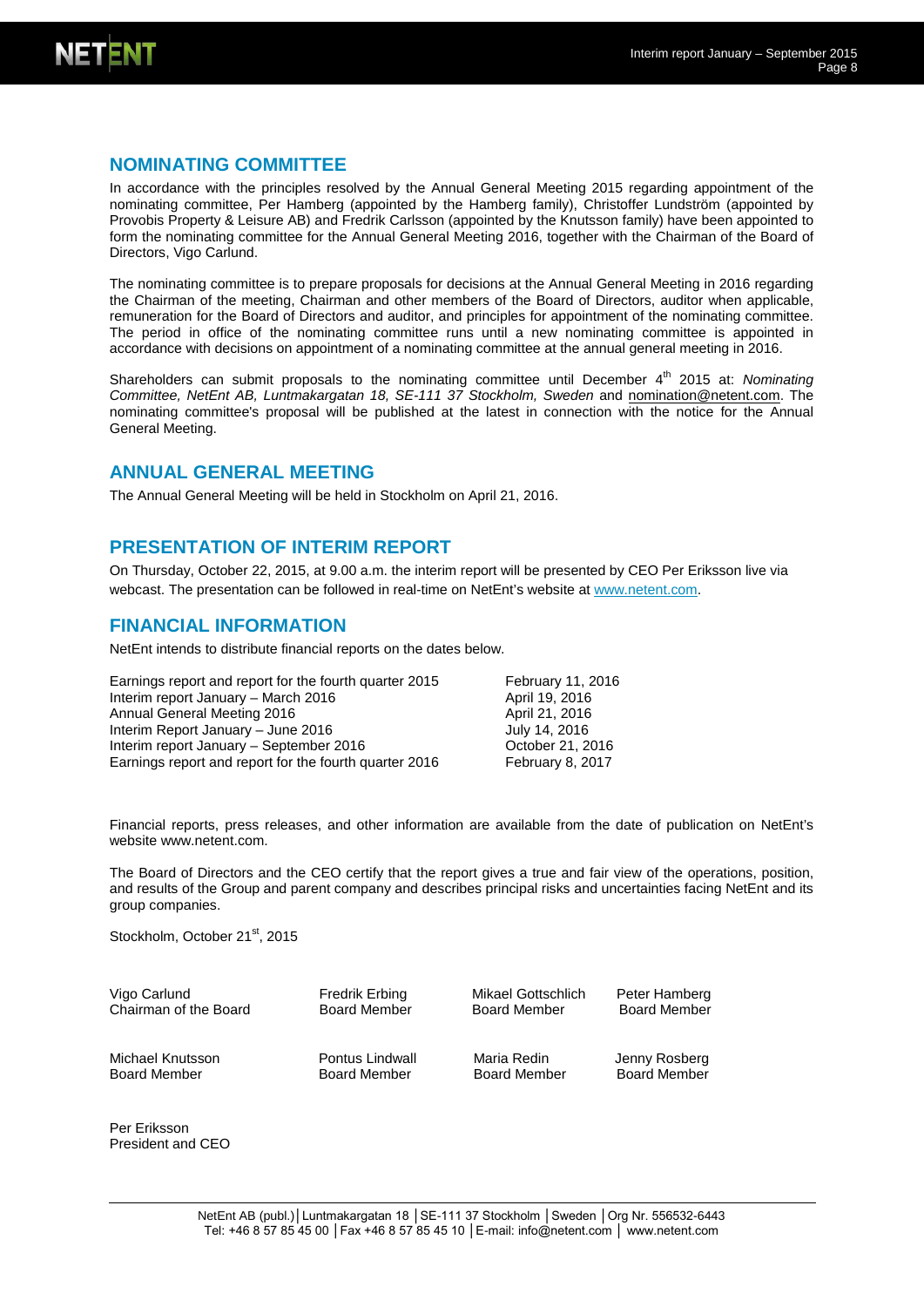## NOMINATING COMMITTEE

In accordance with the principles resolved by the Annual General Meeting 2015 regarding appointment of the nominating committee, Per Hamberg (appointed by the Hamberg family), Christoffer Lundström (appointed by Provobis Property & Leisure AB) and Fredrik Carlsson (appointed by the Knutsson family) have been appointed to form the nominating committee for the Annual General Meeting 2016, together with the Chairman of the Board of Directors, Vigo Carlund.

The nominating committee is to prepare proposals for decisions at the Annual General Meeting in 2016 regarding the Chairman of the meeting, Chairman and other members of the Board of Directors, auditor when applicable, remuneration for the Board of Directors and auditor, and principles for appointment of the nominating committee. The period in office of the nominating committee runs until a new nominating committee is appointed in accordance with decisions on appointment of a nominating committee at the annual general meeting in 2016.

Shareholders can submit proposals to the nominating committee until December 4th 2015 at: *Nominating Committee, NetEnt AB, Luntmakargatan 18, SE-111 37 Stockholm, Sweden* and nomination@netent.com. The nominating committee's proposal will be published at the latest in connection with the notice for the Annual General Meeting.

## ANNUAL GENERAL MEETING

The Annual General Meeting will be held in Stockholm on April 21, 2016.

## PRESENTATION OF INTERIM REPORT

On Thursday, October 22, 2015, at 9.00 a.m. the interim report will be presented by CEO Per Eriksson live via webcast. The presentation can be followed in real-time on NetEnt's website at www.netent.com.

## FINANCIAL INFORMATION

NetEnt intends to distribute financial reports on the dates below.

| | |
|---|---|
| Earnings report and report for the fourth quarter 2015 | February 11, 2016 |
| Interim report January – March 2016 | April 19, 2016 |
| Annual General Meeting 2016 | April 21, 2016 |
| Interim Report January – June 2016 | July 14, 2016 |
| Interim report January – September 2016 | October 21, 2016 |
| Earnings report and report for the fourth quarter 2016 | February 8, 2017 |

Financial reports, press releases, and other information are available from the date of publication on NetEnt's website www.netent.com.

The Board of Directors and the CEO certify that the report gives a true and fair view of the operations, position, and results of the Group and parent company and describes principal risks and uncertainties facing NetEnt and its group companies.

Stockholm, October 21st, 2015

| | | | |
|---|---|---|---|
| Vigo Carlund<br>Chairman of the Board | Fredrik Erbing<br>Board Member | Mikael Gottschlich<br>Board Member | Peter Hamberg<br>Board Member |
| Michael Knutsson<br>Board Member | Pontus Lindwall<br>Board Member | Maria Redin<br>Board Member | Jenny Rosberg<br>Board Member |

Per Eriksson
President and CEO

NetEnt AB (publ.) | Luntmakargatan 18 | SE-111 37 Stockholm | Sweden | Org Nr. 556532-6443
Tel: +46 8 57 85 45 00 | Fax +46 8 57 85 45 10 | E-mail: info@netent.com | www.netent.com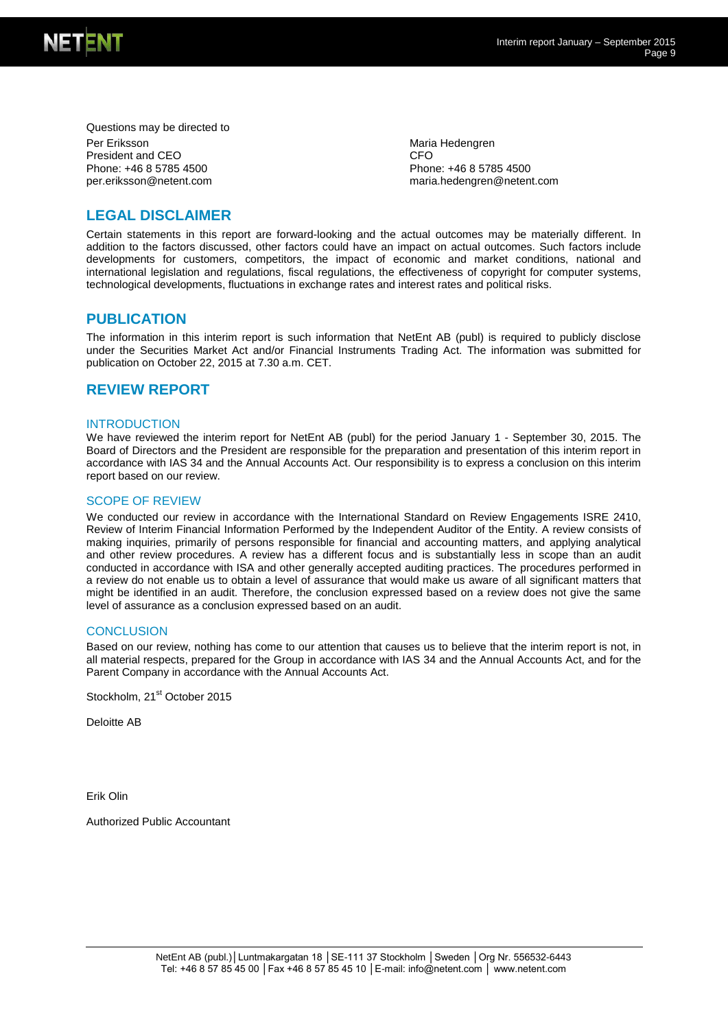Questions may be directed to

Per Eriksson
President and CEO
Phone: +46 8 5785 4500
per.eriksson@netent.com

Maria Hedengren
CFO
Phone: +46 8 5785 4500
maria.hedengren@netent.com

## LEGAL DISCLAIMER

Certain statements in this report are forward-looking and the actual outcomes may be materially different. In addition to the factors discussed, other factors could have an impact on actual outcomes. Such factors include developments for customers, competitors, the impact of economic and market conditions, national and international legislation and regulations, fiscal regulations, the effectiveness of copyright for computer systems, technological developments, fluctuations in exchange rates and interest rates and political risks.

## PUBLICATION

The information in this interim report is such information that NetEnt AB (publ) is required to publicly disclose under the Securities Market Act and/or Financial Instruments Trading Act. The information was submitted for publication on October 22, 2015 at 7.30 a.m. CET.

## REVIEW REPORT

### INTRODUCTION

We have reviewed the interim report for NetEnt AB (publ) for the period January 1 - September 30, 2015. The Board of Directors and the President are responsible for the preparation and presentation of this interim report in accordance with IAS 34 and the Annual Accounts Act. Our responsibility is to express a conclusion on this interim report based on our review.

### SCOPE OF REVIEW

We conducted our review in accordance with the International Standard on Review Engagements ISRE 2410, Review of Interim Financial Information Performed by the Independent Auditor of the Entity. A review consists of making inquiries, primarily of persons responsible for financial and accounting matters, and applying analytical and other review procedures. A review has a different focus and is substantially less in scope than an audit conducted in accordance with ISA and other generally accepted auditing practices. The procedures performed in a review do not enable us to obtain a level of assurance that would make us aware of all significant matters that might be identified in an audit. Therefore, the conclusion expressed based on a review does not give the same level of assurance as a conclusion expressed based on an audit.

### CONCLUSION

Based on our review, nothing has come to our attention that causes us to believe that the interim report is not, in all material respects, prepared for the Group in accordance with IAS 34 and the Annual Accounts Act, and for the Parent Company in accordance with the Annual Accounts Act.

Stockholm, 21st October 2015

Deloitte AB

Erik Olin

Authorized Public Accountant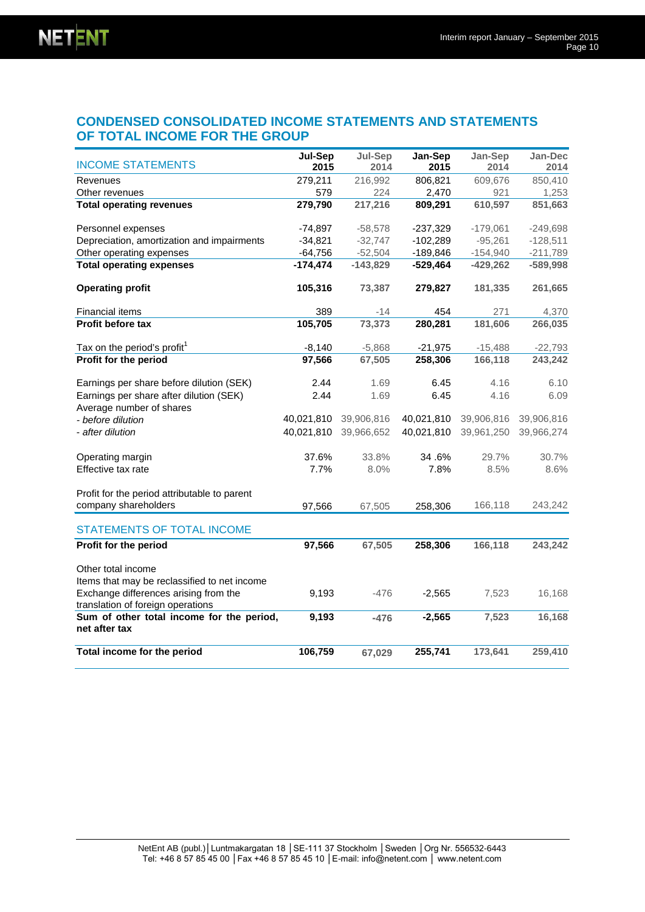## CONDENSED CONSOLIDATED INCOME STATEMENTS AND STATEMENTS OF TOTAL INCOME FOR THE GROUP

| INCOME STATEMENTS | Jul-Sep 2015 | Jul-Sep 2014 | Jan-Sep 2015 | Jan-Sep 2014 | Jan-Dec 2014 |
|---|---|---|---|---|---|
| Revenues | 279,211 | 216,992 | 806,821 | 609,676 | 850,410 |
| Other revenues | 579 | 224 | 2,470 | 921 | 1,253 |
| **Total operating revenues** | **279,790** | **217,216** | **809,291** | **610,597** | **851,663** |
| | | | | | |
| Personnel expenses | -74,897 | -58,578 | -237,329 | -179,061 | -249,698 |
| Depreciation, amortization and impairments | -34,821 | -32,747 | -102,289 | -95,261 | -128,511 |
| Other operating expenses | -64,756 | -52,504 | -189,846 | -154,940 | -211,789 |
| **Total operating expenses** | **-174,474** | **-143,829** | **-529,464** | **-429,262** | **-589,998** |
| | | | | | |
| **Operating profit** | **105,316** | **73,387** | **279,827** | **181,335** | **261,665** |
| | | | | | |
| Financial items | 389 | -14 | 454 | 271 | 4,370 |
| **Profit before tax** | **105,705** | **73,373** | **280,281** | **181,606** | **266,035** |
| | | | | | |
| Tax on the period's profit[1] | -8,140 | -5,868 | -21,975 | -15,488 | -22,793 |
| **Profit for the period** | **97,566** | **67,505** | **258,306** | **166,118** | **243,242** |
| | | | | | |
| Earnings per share before dilution (SEK) | 2.44 | 1.69 | 6.45 | 4.16 | 6.10 |
| Earnings per share after dilution (SEK) | 2.44 | 1.69 | 6.45 | 4.16 | 6.09 |
| Average number of shares | | | | | |
| *- before dilution* | 40,021,810 | 39,906,816 | 40,021,810 | 39,906,816 | 39,906,816 |
| *- after dilution* | 40,021,810 | 39,966,652 | 40,021,810 | 39,961,250 | 39,966,274 |
| | | | | | |
| Operating margin | 37.6% | 33.8% | 34 .6% | 29.7% | 30.7% |
| Effective tax rate | 7.7% | 8.0% | 7.8% | 8.5% | 8.6% |
| | | | | | |
| Profit for the period attributable to parent company shareholders | 97,566 | 67,505 | 258,306 | 166,118 | 243,242 |

| STATEMENTS OF TOTAL INCOME | | | | | |
|---|---|---|---|---|---|
| **Profit for the period** | **97,566** | **67,505** | **258,306** | **166,118** | **243,242** |
| | | | | | |
| Other total income | | | | | |
| Items that may be reclassified to net income | | | | | |
| Exchange differences arising from the translation of foreign operations | 9,193 | -476 | -2,565 | 7,523 | 16,168 |
| **Sum of other total income for the period, net after tax** | **9,193** | **-476** | **-2,565** | **7,523** | **16,168** |
| | | | | | |
| **Total income for the period** | **106,759** | **67,029** | **255,741** | **173,641** | **259,410** |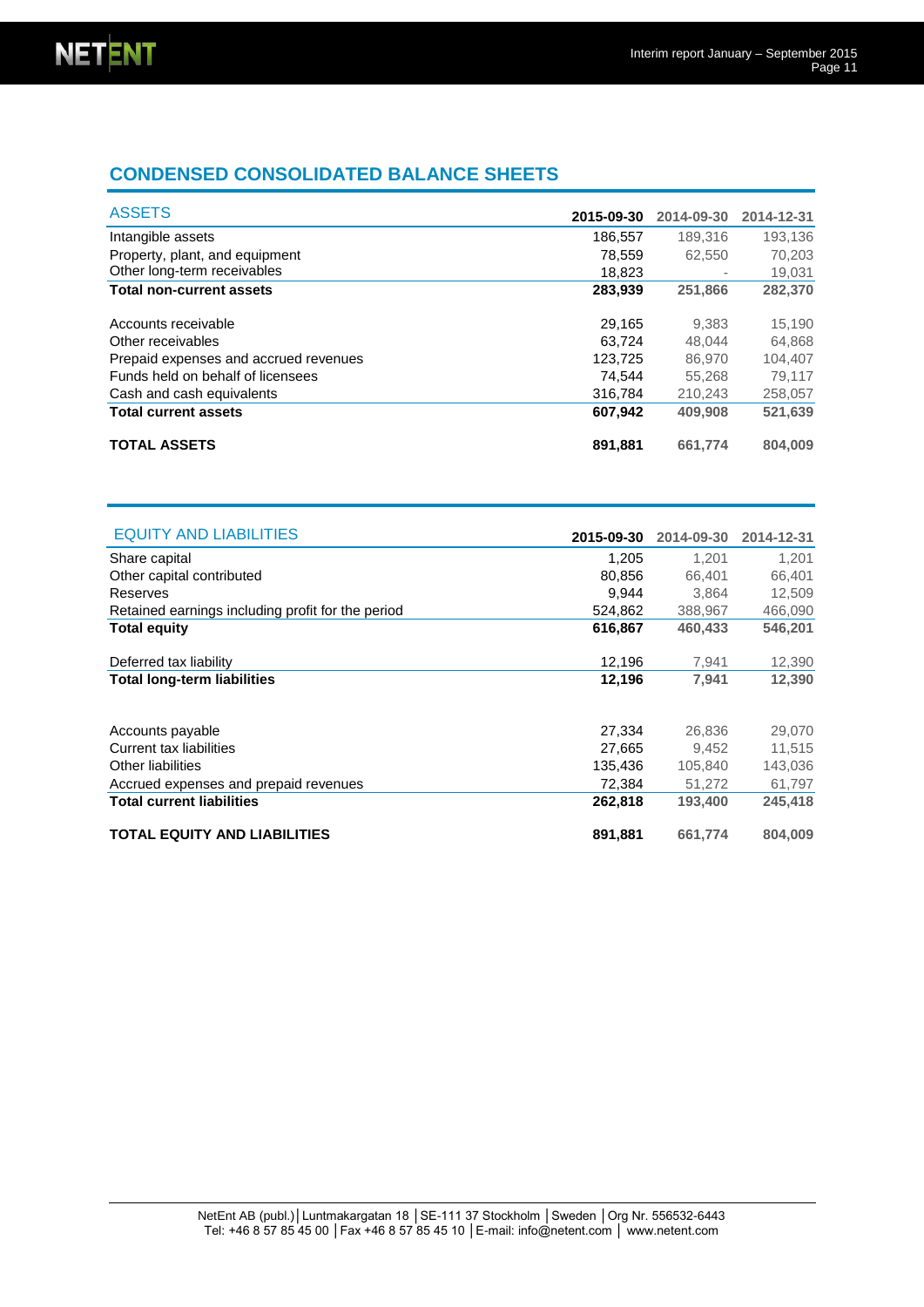## CONDENSED CONSOLIDATED BALANCE SHEETS

| ASSETS | 2015-09-30 | 2014-09-30 | 2014-12-31 |
|---|---|---|---|
| Intangible assets | 186,557 | 189,316 | 193,136 |
| Property, plant, and equipment | 78,559 | 62,550 | 70,203 |
| Other long-term receivables | 18,823 | - | 19,031 |
| **Total non-current assets** | **283,939** | **251,866** | **282,370** |
| | | | |
| Accounts receivable | 29,165 | 9,383 | 15,190 |
| Other receivables | 63,724 | 48,044 | 64,868 |
| Prepaid expenses and accrued revenues | 123,725 | 86,970 | 104,407 |
| Funds held on behalf of licensees | 74,544 | 55,268 | 79,117 |
| Cash and cash equivalents | 316,784 | 210,243 | 258,057 |
| **Total current assets** | **607,942** | **409,908** | **521,639** |
| | | | |
| **TOTAL ASSETS** | **891,881** | **661,774** | **804,009** |

| EQUITY AND LIABILITIES | 2015-09-30 | 2014-09-30 | 2014-12-31 |
|---|---|---|---|
| Share capital | 1,205 | 1,201 | 1,201 |
| Other capital contributed | 80,856 | 66,401 | 66,401 |
| Reserves | 9,944 | 3,864 | 12,509 |
| Retained earnings including profit for the period | 524,862 | 388,967 | 466,090 |
| **Total equity** | **616,867** | **460,433** | **546,201** |
| | | | |
| Deferred tax liability | 12,196 | 7,941 | 12,390 |
| **Total long-term liabilities** | **12,196** | **7,941** | **12,390** |
| | | | |
| Accounts payable | 27,334 | 26,836 | 29,070 |
| Current tax liabilities | 27,665 | 9,452 | 11,515 |
| Other liabilities | 135,436 | 105,840 | 143,036 |
| Accrued expenses and prepaid revenues | 72,384 | 51,272 | 61,797 |
| **Total current liabilities** | **262,818** | **193,400** | **245,418** |
| | | | |
| **TOTAL EQUITY AND LIABILITIES** | **891,881** | **661,774** | **804,009** |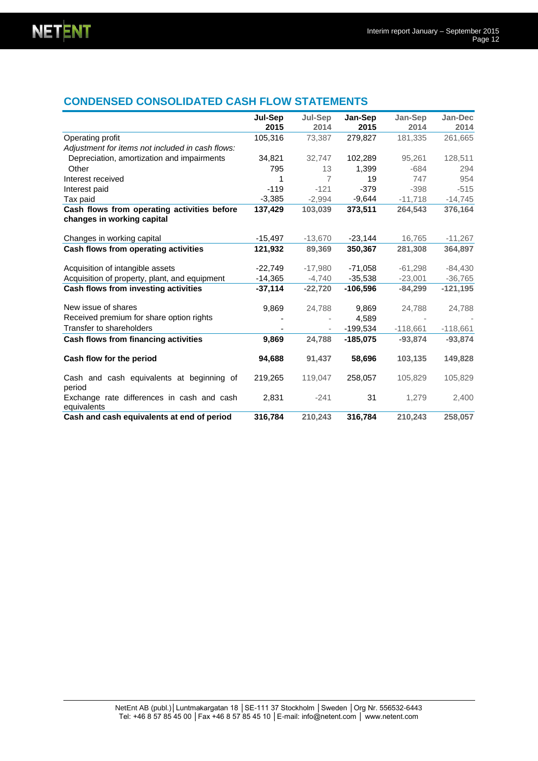## CONDENSED CONSOLIDATED CASH FLOW STATEMENTS

| | Jul-Sep 2015 | Jul-Sep 2014 | Jan-Sep 2015 | Jan-Sep 2014 | Jan-Dec 2014 |
|---|---|---|---|---|---|
| Operating profit | 105,316 | 73,387 | 279,827 | 181,335 | 261,665 |
| *Adjustment for items not included in cash flows:* | | | | | |
| Depreciation, amortization and impairments | 34,821 | 32,747 | 102,289 | 95,261 | 128,511 |
| Other | 795 | 13 | 1,399 | -684 | 294 |
| Interest received | 1 | 7 | 19 | 747 | 954 |
| Interest paid | -119 | -121 | -379 | -398 | -515 |
| Tax paid | -3,385 | -2,994 | -9,644 | -11,718 | -14,745 |
| **Cash flows from operating activities before changes in working capital** | **137,429** | **103,039** | **373,511** | **264,543** | **376,164** |
| Changes in working capital | -15,497 | -13,670 | -23,144 | 16,765 | -11,267 |
| **Cash flows from operating activities** | **121,932** | **89,369** | **350,367** | **281,308** | **364,897** |
| Acquisition of intangible assets | -22,749 | -17,980 | -71,058 | -61,298 | -84,430 |
| Acquisition of property, plant, and equipment | -14,365 | -4,740 | -35,538 | -23,001 | -36,765 |
| **Cash flows from investing activities** | **-37,114** | **-22,720** | **-106,596** | **-84,299** | **-121,195** |
| New issue of shares | 9,869 | 24,788 | 9,869 | 24,788 | 24,788 |
| Received premium for share option rights | - | - | 4,589 | - | - |
| Transfer to shareholders | - | - | -199,534 | -118,661 | -118,661 |
| **Cash flows from financing activities** | **9,869** | **24,788** | **-185,075** | **-93,874** | **-93,874** |
| **Cash flow for the period** | **94,688** | **91,437** | **58,696** | **103,135** | **149,828** |
| Cash and cash equivalents at beginning of period | 219,265 | 119,047 | 258,057 | 105,829 | 105,829 |
| Exchange rate differences in cash and cash equivalents | 2,831 | -241 | 31 | 1,279 | 2,400 |
| **Cash and cash equivalents at end of period** | **316,784** | **210,243** | **316,784** | **210,243** | **258,057** |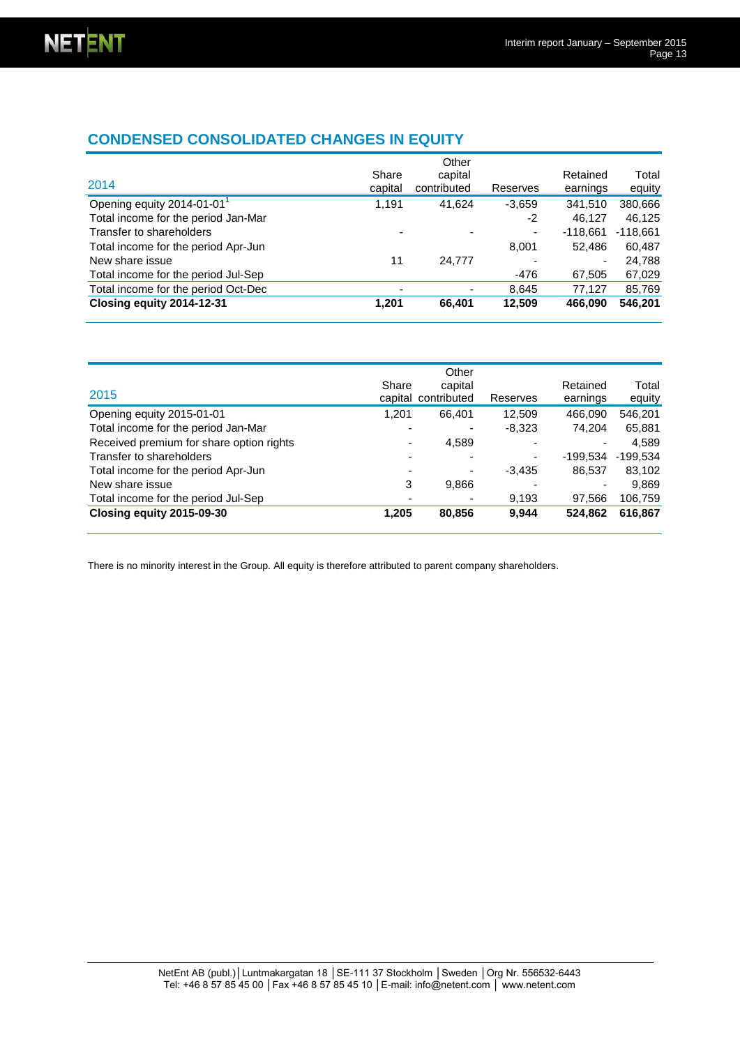## CONDENSED CONSOLIDATED CHANGES IN EQUITY

| 2014 | Share capital | Other capital contributed | Reserves | Retained earnings | Total equity |
|---|---|---|---|---|---|
| Opening equity 2014-01-01[1] | 1,191 | 41,624 | -3,659 | 341,510 | 380,666 |
| Total income for the period Jan-Mar | | | -2 | 46,127 | 46,125 |
| Transfer to shareholders | - | - | - | -118,661 | -118,661 |
| Total income for the period Apr-Jun | | | 8,001 | 52,486 | 60,487 |
| New share issue | 11 | 24,777 | - | - | 24,788 |
| Total income for the period Jul-Sep | | | -476 | 67,505 | 67,029 |
| Total income for the period Oct-Dec | - | - | 8,645 | 77,127 | 85,769 |
| **Closing equity 2014-12-31** | **1,201** | **66,401** | **12,509** | **466,090** | **546,201** |

| 2015 | Share capital | Other capital contributed | Reserves | Retained earnings | Total equity |
|---|---|---|---|---|---|
| Opening equity 2015-01-01 | 1,201 | 66,401 | 12,509 | 466,090 | 546,201 |
| Total income for the period Jan-Mar | - | - | -8,323 | 74,204 | 65,881 |
| Received premium for share option rights | - | 4,589 | - | - | 4,589 |
| Transfer to shareholders | - | - | - | -199,534 | -199,534 |
| Total income for the period Apr-Jun | - | - | -3,435 | 86,537 | 83,102 |
| New share issue | 3 | 9,866 | - | - | 9,869 |
| Total income for the period Jul-Sep | - | - | 9,193 | 97,566 | 106,759 |
| **Closing equity 2015-09-30** | **1,205** | **80,856** | **9,944** | **524,862** | **616,867** |

There is no minority interest in the Group. All equity is therefore attributed to parent company shareholders.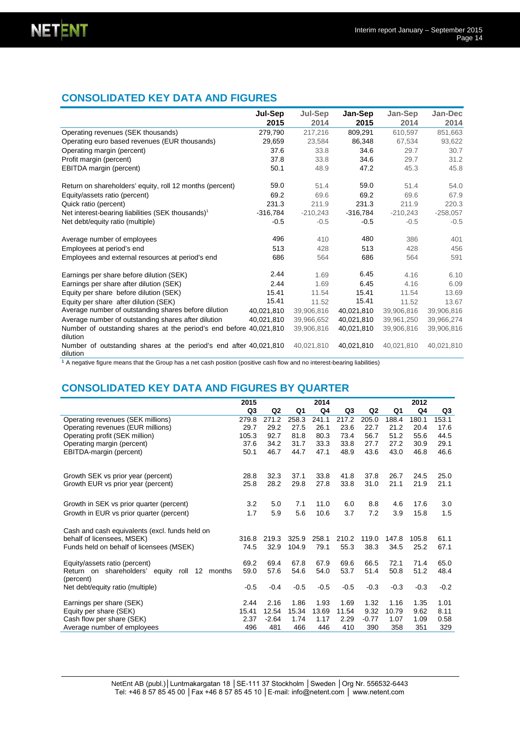## CONSOLIDATED KEY DATA AND FIGURES

| | Jul-Sep 2015 | Jul-Sep 2014 | Jan-Sep 2015 | Jan-Sep 2014 | Jan-Dec 2014 |
|---|---|---|---|---|---|
| Operating revenues (SEK thousands) | 279,790 | 217,216 | 809,291 | 610,597 | 851,663 |
| Operating euro based revenues (EUR thousands) | 29,659 | 23,584 | 86,348 | 67,534 | 93,622 |
| Operating margin (percent) | 37.6 | 33.8 | 34.6 | 29.7 | 30.7 |
| Profit margin (percent) | 37.8 | 33.8 | 34.6 | 29.7 | 31.2 |
| EBITDA margin (percent) | 50.1 | 48.9 | 47.2 | 45.3 | 45.8 |
| | | | | | |
| Return on shareholders' equity, roll 12 months (percent) | 59.0 | 51.4 | 59.0 | 51.4 | 54.0 |
| Equity/assets ratio (percent) | 69.2 | 69.6 | 69.2 | 69.6 | 67.9 |
| Quick ratio (percent) | 231.3 | 211.9 | 231.3 | 211.9 | 220.3 |
| Net interest-bearing liabilities (SEK thousands)[1] | -316,784 | -210,243 | -316,784 | -210,243 | -258,057 |
| Net debt/equity ratio (multiple) | -0.5 | -0.5 | -0.5 | -0.5 | -0.5 |
| | | | | | |
| Average number of employees | 496 | 410 | 480 | 386 | 401 |
| Employees at period's end | 513 | 428 | 513 | 428 | 456 |
| Employees and external resources at period's end | 686 | 564 | 686 | 564 | 591 |
| | | | | | |
| Earnings per share before dilution (SEK) | 2.44 | 1.69 | 6.45 | 4.16 | 6.10 |
| Earnings per share after dilution (SEK) | 2.44 | 1.69 | 6.45 | 4.16 | 6.09 |
| Equity per share before dilution (SEK) | 15.41 | 11.54 | 15.41 | 11.54 | 13.69 |
| Equity per share after dilution (SEK) | 15.41 | 11.52 | 15.41 | 11.52 | 13.67 |
| Average number of outstanding shares before dilution | 40,021,810 | 39,906,816 | 40,021,810 | 39,906,816 | 39,906,816 |
| Average number of outstanding shares after dilution | 40,021,810 | 39,966,652 | 40,021,810 | 39,961,250 | 39,966,274 |
| Number of outstanding shares at the period's end before dilution | 40,021,810 | 39,906,816 | 40,021,810 | 39,906,816 | 39,906,816 |
| Number of outstanding shares at the period's end after dilution | 40,021,810 | 40,021,810 | 40,021,810 | 40,021,810 | 40,021,810 |

[1] A negative figure means that the Group has a net cash position (positive cash flow and no interest-bearing liabilities)

## CONSOLIDATED KEY DATA AND FIGURES BY QUARTER

| | 2015 | | | 2014 | | | | 2012 | |
|---|---|---|---|---|---|---|---|---|---|
| | Q3 | Q2 | Q1 | Q4 | Q3 | Q2 | Q1 | Q4 | Q3 |
| Operating revenues (SEK millions) | 279.8 | 271.2 | 258.3 | 241.1 | 217.2 | 205.0 | 188.4 | 180.1 | 153.1 |
| Operating revenues (EUR millions) | 29.7 | 29.2 | 27.5 | 26.1 | 23.6 | 22.7 | 21.2 | 20.4 | 17.6 |
| Operating profit (SEK million) | 105.3 | 92.7 | 81.8 | 80.3 | 73.4 | 56.7 | 51.2 | 55.6 | 44.5 |
| Operating margin (percent) | 37.6 | 34.2 | 31.7 | 33.3 | 33.8 | 27.7 | 27.2 | 30.9 | 29.1 |
| EBITDA-margin (percent) | 50.1 | 46.7 | 44.7 | 47.1 | 48.9 | 43.6 | 43.0 | 46.8 | 46.6 |
| | | | | | | | | | |
| Growth SEK vs prior year (percent) | 28.8 | 32.3 | 37.1 | 33.8 | 41.8 | 37.8 | 26.7 | 24.5 | 25.0 |
| Growth EUR vs prior year (percent) | 25.8 | 28.2 | 29.8 | 27.8 | 33.8 | 31.0 | 21.1 | 21.9 | 21.1 |
| | | | | | | | | | |
| Growth in SEK vs prior quarter (percent) | 3.2 | 5.0 | 7.1 | 11.0 | 6.0 | 8.8 | 4.6 | 17.6 | 3.0 |
| Growth in EUR vs prior quarter (percent) | 1.7 | 5.9 | 5.6 | 10.6 | 3.7 | 7.2 | 3.9 | 15.8 | 1.5 |
| | | | | | | | | | |
| Cash and cash equivalents (excl. funds held on behalf of licensees, MSEK) | 316.8 | 219.3 | 325.9 | 258.1 | 210.2 | 119.0 | 147.8 | 105.8 | 61.1 |
| Funds held on behalf of licensees (MSEK) | 74.5 | 32.9 | 104.9 | 79.1 | 55.3 | 38.3 | 34.5 | 25.2 | 67.1 |
| | | | | | | | | | |
| Equity/assets ratio (percent) | 69.2 | 69.4 | 67.8 | 67.9 | 69.6 | 66.5 | 72.1 | 71.4 | 65.0 |
| Return on shareholders' equity roll 12 months (percent) | 59.0 | 57.6 | 54.6 | 54.0 | 53.7 | 51.4 | 50.8 | 51.2 | 48.4 |
| Net debt/equity ratio (multiple) | -0.5 | -0.4 | -0.5 | -0.5 | -0.5 | -0.3 | -0.3 | -0.3 | -0.2 |
| | | | | | | | | | |
| Earnings per share (SEK) | 2.44 | 2.16 | 1.86 | 1.93 | 1.69 | 1.32 | 1.16 | 1.35 | 1.01 |
| Equity per share (SEK) | 15.41 | 12.54 | 15.34 | 13.69 | 11.54 | 9.32 | 10.79 | 9.62 | 8.11 |
| Cash flow per share (SEK) | 2.37 | -2.64 | 1.74 | 1.17 | 2.29 | -0.77 | 1.07 | 1.09 | 0.58 |
| Average number of employees | 496 | 481 | 466 | 446 | 410 | 390 | 358 | 351 | 329 |

NetEnt AB (publ.) | Luntmakargatan 18 | SE-111 37 Stockholm | Sweden | Org Nr. 556532-6443
Tel: +46 8 57 85 45 00 | Fax +46 8 57 85 45 10 | E-mail: info@netent.com | www.netent.com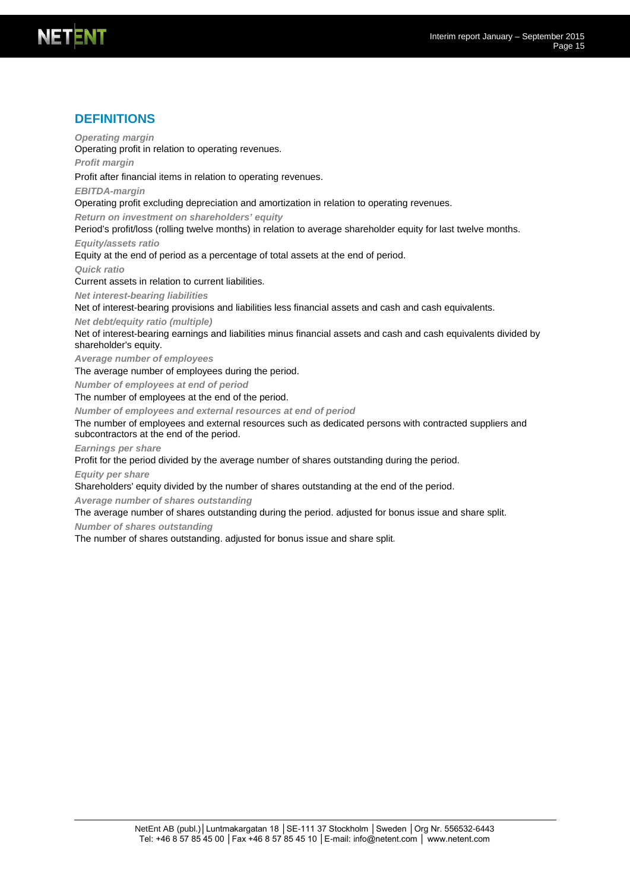## DEFINITIONS

***Operating margin***

Operating profit in relation to operating revenues.

***Profit margin***

Profit after financial items in relation to operating revenues.

***EBITDA-margin***

Operating profit excluding depreciation and amortization in relation to operating revenues.

***Return on investment on shareholders' equity***

Period's profit/loss (rolling twelve months) in relation to average shareholder equity for last twelve months.

***Equity/assets ratio***

Equity at the end of period as a percentage of total assets at the end of period.

***Quick ratio***

Current assets in relation to current liabilities.

***Net interest-bearing liabilities***

Net of interest-bearing provisions and liabilities less financial assets and cash and cash equivalents.

***Net debt/equity ratio (multiple)***

Net of interest-bearing earnings and liabilities minus financial assets and cash and cash equivalents divided by shareholder's equity.

***Average number of employees***

The average number of employees during the period.

***Number of employees at end of period***

The number of employees at the end of the period.

***Number of employees and external resources at end of period***

The number of employees and external resources such as dedicated persons with contracted suppliers and subcontractors at the end of the period.

***Earnings per share***

Profit for the period divided by the average number of shares outstanding during the period.

***Equity per share***

Shareholders' equity divided by the number of shares outstanding at the end of the period.

***Average number of shares outstanding***

The average number of shares outstanding during the period. adjusted for bonus issue and share split.

***Number of shares outstanding***

The number of shares outstanding. adjusted for bonus issue and share split.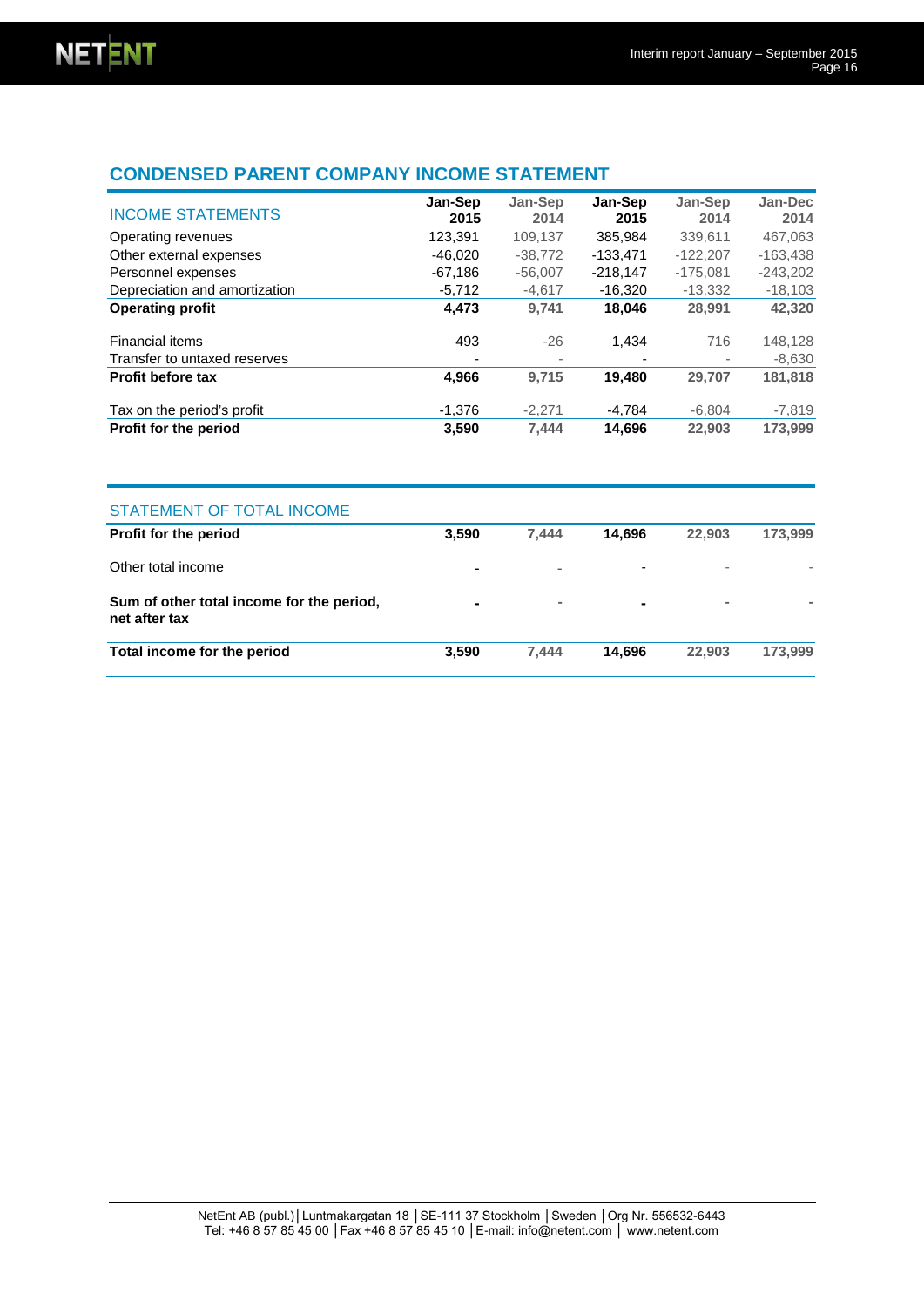## CONDENSED PARENT COMPANY INCOME STATEMENT

| INCOME STATEMENTS | Jan-Sep 2015 | Jan-Sep 2014 | Jan-Sep 2015 | Jan-Sep 2014 | Jan-Dec 2014 |
|---|---|---|---|---|---|
| Operating revenues | 123,391 | 109,137 | 385,984 | 339,611 | 467,063 |
| Other external expenses | -46,020 | -38,772 | -133,471 | -122,207 | -163,438 |
| Personnel expenses | -67,186 | -56,007 | -218,147 | -175,081 | -243,202 |
| Depreciation and amortization | -5,712 | -4,617 | -16,320 | -13,332 | -18,103 |
| **Operating profit** | **4,473** | **9,741** | **18,046** | **28,991** | **42,320** |
| Financial items | 493 | -26 | 1,434 | 716 | 148,128 |
| Transfer to untaxed reserves | - | - | - | - | -8,630 |
| **Profit before tax** | **4,966** | **9,715** | **19,480** | **29,707** | **181,818** |
| Tax on the period's profit | -1,376 | -2,271 | -4,784 | -6,804 | -7,819 |
| **Profit for the period** | **3,590** | **7,444** | **14,696** | **22,903** | **173,999** |

| STATEMENT OF TOTAL INCOME | | | | | |
|---|---|---|---|---|---|
| **Profit for the period** | **3,590** | **7,444** | **14,696** | **22,903** | **173,999** |
| Other total income | - | - | - | - | - |
| **Sum of other total income for the period, net after tax** | **-** | **-** | **-** | **-** | **-** |
| **Total income for the period** | **3,590** | **7,444** | **14,696** | **22,903** | **173,999** |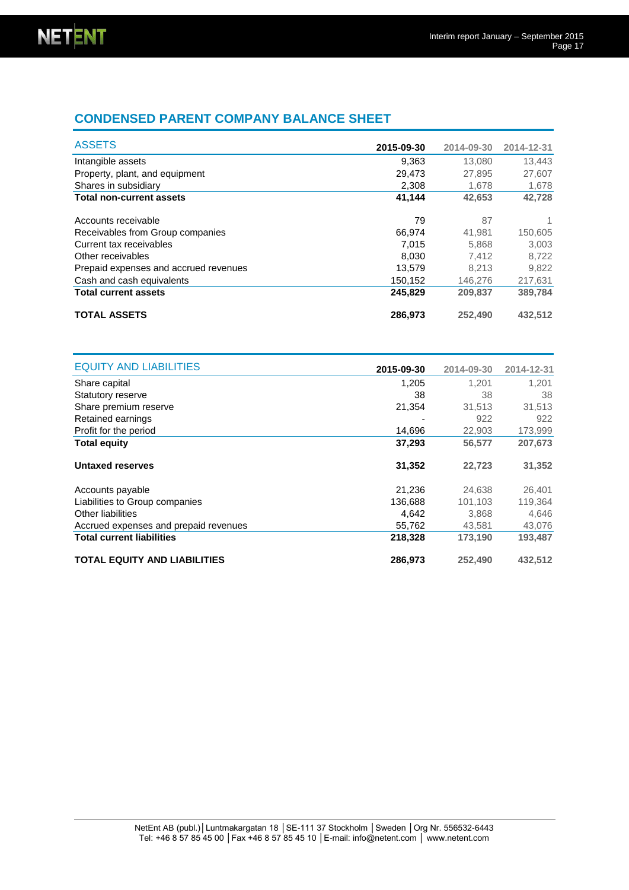## CONDENSED PARENT COMPANY BALANCE SHEET

| ASSETS | 2015-09-30 | 2014-09-30 | 2014-12-31 |
|---|---|---|---|
| Intangible assets | 9,363 | 13,080 | 13,443 |
| Property, plant, and equipment | 29,473 | 27,895 | 27,607 |
| Shares in subsidiary | 2,308 | 1,678 | 1,678 |
| **Total non-current assets** | **41,144** | **42,653** | **42,728** |
| | | | |
| Accounts receivable | 79 | 87 | 1 |
| Receivables from Group companies | 66,974 | 41,981 | 150,605 |
| Current tax receivables | 7,015 | 5,868 | 3,003 |
| Other receivables | 8,030 | 7,412 | 8,722 |
| Prepaid expenses and accrued revenues | 13,579 | 8,213 | 9,822 |
| Cash and cash equivalents | 150,152 | 146,276 | 217,631 |
| **Total current assets** | **245,829** | **209,837** | **389,784** |
| | | | |
| **TOTAL ASSETS** | **286,973** | **252,490** | **432,512** |

| EQUITY AND LIABILITIES | 2015-09-30 | 2014-09-30 | 2014-12-31 |
|---|---|---|---|
| Share capital | 1,205 | 1,201 | 1,201 |
| Statutory reserve | 38 | 38 | 38 |
| Share premium reserve | 21,354 | 31,513 | 31,513 |
| Retained earnings | - | 922 | 922 |
| Profit for the period | 14,696 | 22,903 | 173,999 |
| **Total equity** | **37,293** | **56,577** | **207,673** |
| | | | |
| **Untaxed reserves** | **31,352** | **22,723** | **31,352** |
| | | | |
| Accounts payable | 21,236 | 24,638 | 26,401 |
| Liabilities to Group companies | 136,688 | 101,103 | 119,364 |
| Other liabilities | 4,642 | 3,868 | 4,646 |
| Accrued expenses and prepaid revenues | 55,762 | 43,581 | 43,076 |
| **Total current liabilities** | **218,328** | **173,190** | **193,487** |
| | | | |
| **TOTAL EQUITY AND LIABILITIES** | **286,973** | **252,490** | **432,512** |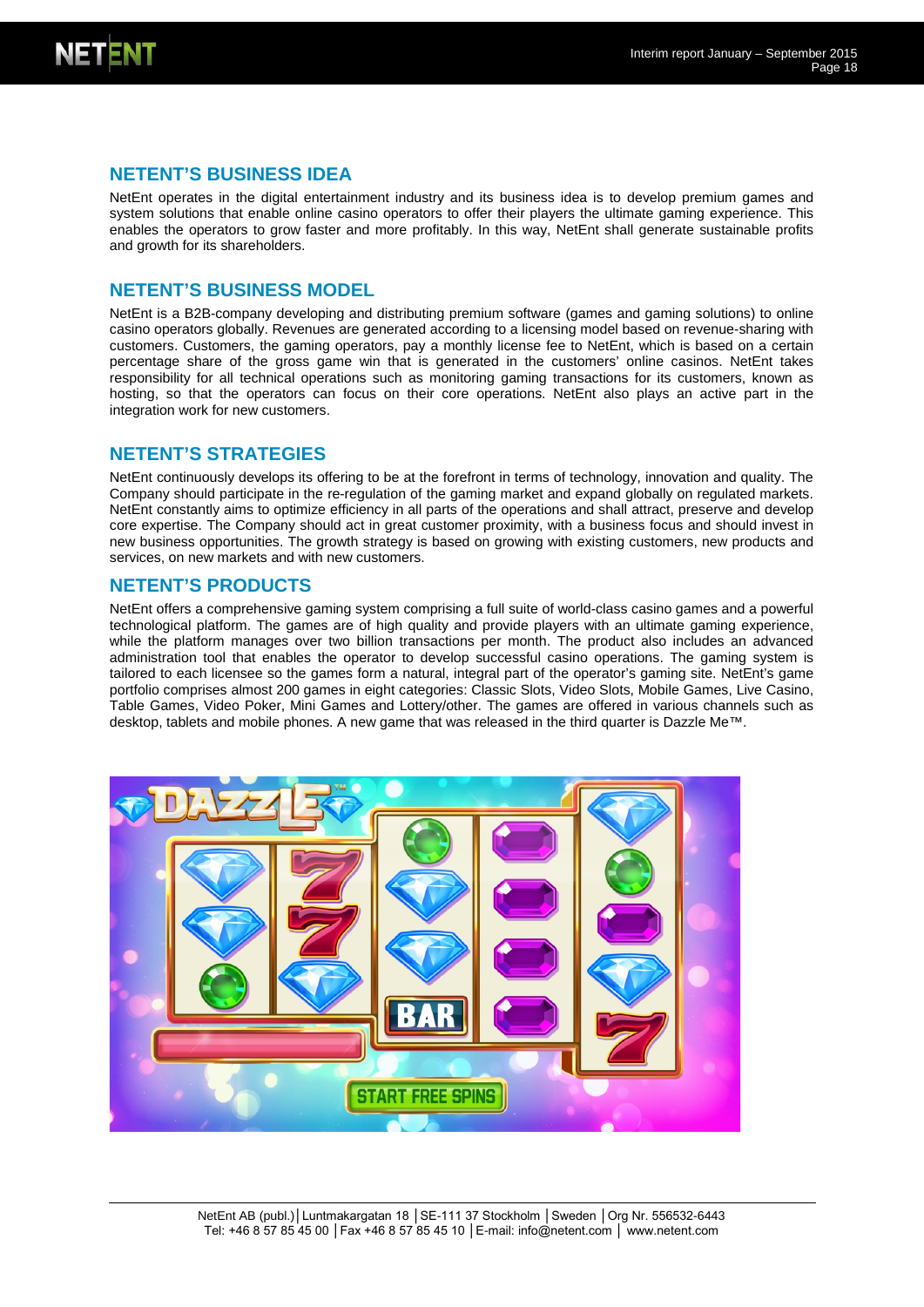## NETENT'S BUSINESS IDEA

NetEnt operates in the digital entertainment industry and its business idea is to develop premium games and system solutions that enable online casino operators to offer their players the ultimate gaming experience. This enables the operators to grow faster and more profitably. In this way, NetEnt shall generate sustainable profits and growth for its shareholders.

## NETENT'S BUSINESS MODEL

NetEnt is a B2B-company developing and distributing premium software (games and gaming solutions) to online casino operators globally. Revenues are generated according to a licensing model based on revenue-sharing with customers. Customers, the gaming operators, pay a monthly license fee to NetEnt, which is based on a certain percentage share of the gross game win that is generated in the customers' online casinos. NetEnt takes responsibility for all technical operations such as monitoring gaming transactions for its customers, known as hosting, so that the operators can focus on their core operations. NetEnt also plays an active part in the integration work for new customers.

## NETENT'S STRATEGIES

NetEnt continuously develops its offering to be at the forefront in terms of technology, innovation and quality. The Company should participate in the re-regulation of the gaming market and expand globally on regulated markets. NetEnt constantly aims to optimize efficiency in all parts of the operations and shall attract, preserve and develop core expertise. The Company should act in great customer proximity, with a business focus and should invest in new business opportunities. The growth strategy is based on growing with existing customers, new products and services, on new markets and with new customers.

## NETENT'S PRODUCTS

NetEnt offers a comprehensive gaming system comprising a full suite of world-class casino games and a powerful technological platform. The games are of high quality and provide players with an ultimate gaming experience, while the platform manages over two billion transactions per month. The product also includes an advanced administration tool that enables the operator to develop successful casino operations. The gaming system is tailored to each licensee so the games form a natural, integral part of the operator's gaming site. NetEnt's game portfolio comprises almost 200 games in eight categories: Classic Slots, Video Slots, Mobile Games, Live Casino, Table Games, Video Poker, Mini Games and Lottery/other. The games are offered in various channels such as desktop, tablets and mobile phones. A new game that was released in the third quarter is Dazzle Me™.